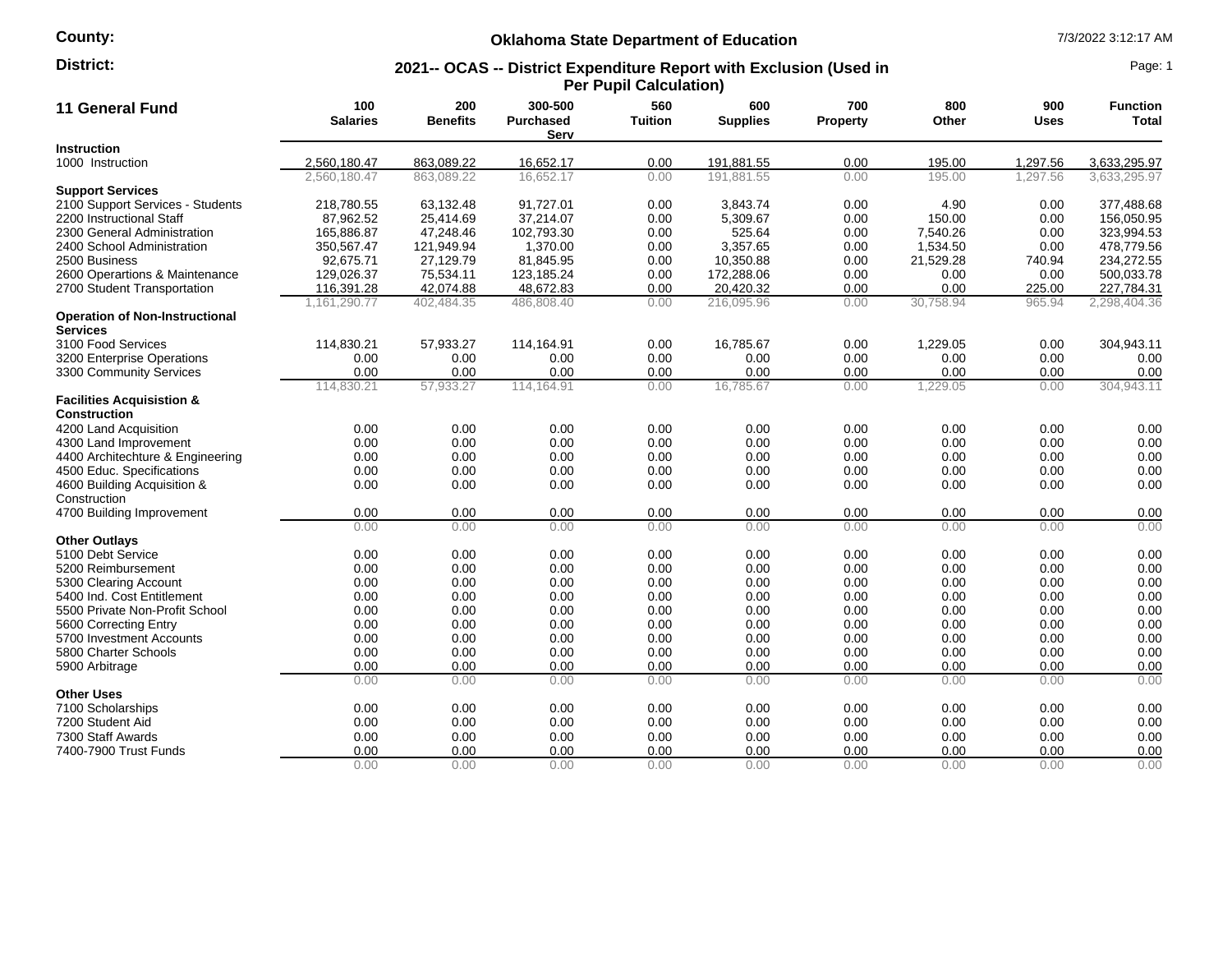County:

District:

# Oklahoma State Department of Education

7/3/2022 3:12:17 AM

## 2021-- OCAS -- District Expenditure Report with Exclusion (Used in Per Pupil Calculation)

| 11 General Fund | 100 Salaries | 200 Benefits | 300-500 Purchased Serv | 560 Tuition | 600 Supplies | 700 Property | 800 Other | 900 Uses | Function Total |
|---|---|---|---|---|---|---|---|---|---|
| **Instruction** | | | | | | | | | |
| 1000 Instruction | 2,560,180.47 | 863,089.22 | 16,652.17 | 0.00 | 191,881.55 | 0.00 | 195.00 | 1,297.56 | 3,633,295.97 |
| | 2,560,180.47 | 863,089.22 | 16,652.17 | 0.00 | 191,881.55 | 0.00 | 195.00 | 1,297.56 | 3,633,295.97 |
| **Support Services** | | | | | | | | | |
| 2100 Support Services - Students | 218,780.55 | 63,132.48 | 91,727.01 | 0.00 | 3,843.74 | 0.00 | 4.90 | 0.00 | 377,488.68 |
| 2200 Instructional Staff | 87,962.52 | 25,414.69 | 37,214.07 | 0.00 | 5,309.67 | 0.00 | 150.00 | 0.00 | 156,050.95 |
| 2300 General Administration | 165,886.87 | 47,248.46 | 102,793.30 | 0.00 | 525.64 | 0.00 | 7,540.26 | 0.00 | 323,994.53 |
| 2400 School Administration | 350,567.47 | 121,949.94 | 1,370.00 | 0.00 | 3,357.65 | 0.00 | 1,534.50 | 0.00 | 478,779.56 |
| 2500 Business | 92,675.71 | 27,129.79 | 81,845.95 | 0.00 | 10,350.88 | 0.00 | 21,529.28 | 740.94 | 234,272.55 |
| 2600 Operartions & Maintenance | 129,026.37 | 75,534.11 | 123,185.24 | 0.00 | 172,288.06 | 0.00 | 0.00 | 0.00 | 500,033.78 |
| 2700 Student Transportation | 116,391.28 | 42,074.88 | 48,672.83 | 0.00 | 20,420.32 | 0.00 | 0.00 | 225.00 | 227,784.31 |
| | 1,161,290.77 | 402,484.35 | 486,808.40 | 0.00 | 216,095.96 | 0.00 | 30,758.94 | 965.94 | 2,298,404.36 |
| **Operation of Non-Instructional Services** | | | | | | | | | |
| 3100 Food Services | 114,830.21 | 57,933.27 | 114,164.91 | 0.00 | 16,785.67 | 0.00 | 1,229.05 | 0.00 | 304,943.11 |
| 3200 Enterprise Operations | 0.00 | 0.00 | 0.00 | 0.00 | 0.00 | 0.00 | 0.00 | 0.00 | 0.00 |
| 3300 Community Services | 0.00 | 0.00 | 0.00 | 0.00 | 0.00 | 0.00 | 0.00 | 0.00 | 0.00 |
| | 114,830.21 | 57,933.27 | 114,164.91 | 0.00 | 16,785.67 | 0.00 | 1,229.05 | 0.00 | 304,943.11 |
| **Facilities Acquisistion & Construction** | | | | | | | | | |
| 4200 Land Acquisition | 0.00 | 0.00 | 0.00 | 0.00 | 0.00 | 0.00 | 0.00 | 0.00 | 0.00 |
| 4300 Land Improvement | 0.00 | 0.00 | 0.00 | 0.00 | 0.00 | 0.00 | 0.00 | 0.00 | 0.00 |
| 4400 Architechture & Engineering | 0.00 | 0.00 | 0.00 | 0.00 | 0.00 | 0.00 | 0.00 | 0.00 | 0.00 |
| 4500 Educ. Specifications | 0.00 | 0.00 | 0.00 | 0.00 | 0.00 | 0.00 | 0.00 | 0.00 | 0.00 |
| 4600 Building Acquisition & Construction | 0.00 | 0.00 | 0.00 | 0.00 | 0.00 | 0.00 | 0.00 | 0.00 | 0.00 |
| 4700 Building Improvement | 0.00 | 0.00 | 0.00 | 0.00 | 0.00 | 0.00 | 0.00 | 0.00 | 0.00 |
| | 0.00 | 0.00 | 0.00 | 0.00 | 0.00 | 0.00 | 0.00 | 0.00 | 0.00 |
| **Other Outlays** | | | | | | | | | |
| 5100 Debt Service | 0.00 | 0.00 | 0.00 | 0.00 | 0.00 | 0.00 | 0.00 | 0.00 | 0.00 |
| 5200 Reimbursement | 0.00 | 0.00 | 0.00 | 0.00 | 0.00 | 0.00 | 0.00 | 0.00 | 0.00 |
| 5300 Clearing Account | 0.00 | 0.00 | 0.00 | 0.00 | 0.00 | 0.00 | 0.00 | 0.00 | 0.00 |
| 5400 Ind. Cost Entitlement | 0.00 | 0.00 | 0.00 | 0.00 | 0.00 | 0.00 | 0.00 | 0.00 | 0.00 |
| 5500 Private Non-Profit School | 0.00 | 0.00 | 0.00 | 0.00 | 0.00 | 0.00 | 0.00 | 0.00 | 0.00 |
| 5600 Correcting Entry | 0.00 | 0.00 | 0.00 | 0.00 | 0.00 | 0.00 | 0.00 | 0.00 | 0.00 |
| 5700 Investment Accounts | 0.00 | 0.00 | 0.00 | 0.00 | 0.00 | 0.00 | 0.00 | 0.00 | 0.00 |
| 5800 Charter Schools | 0.00 | 0.00 | 0.00 | 0.00 | 0.00 | 0.00 | 0.00 | 0.00 | 0.00 |
| 5900 Arbitrage | 0.00 | 0.00 | 0.00 | 0.00 | 0.00 | 0.00 | 0.00 | 0.00 | 0.00 |
| | 0.00 | 0.00 | 0.00 | 0.00 | 0.00 | 0.00 | 0.00 | 0.00 | 0.00 |
| **Other Uses** | | | | | | | | | |
| 7100 Scholarships | 0.00 | 0.00 | 0.00 | 0.00 | 0.00 | 0.00 | 0.00 | 0.00 | 0.00 |
| 7200 Student Aid | 0.00 | 0.00 | 0.00 | 0.00 | 0.00 | 0.00 | 0.00 | 0.00 | 0.00 |
| 7300 Staff Awards | 0.00 | 0.00 | 0.00 | 0.00 | 0.00 | 0.00 | 0.00 | 0.00 | 0.00 |
| 7400-7900 Trust Funds | 0.00 | 0.00 | 0.00 | 0.00 | 0.00 | 0.00 | 0.00 | 0.00 | 0.00 |
| | 0.00 | 0.00 | 0.00 | 0.00 | 0.00 | 0.00 | 0.00 | 0.00 | 0.00 |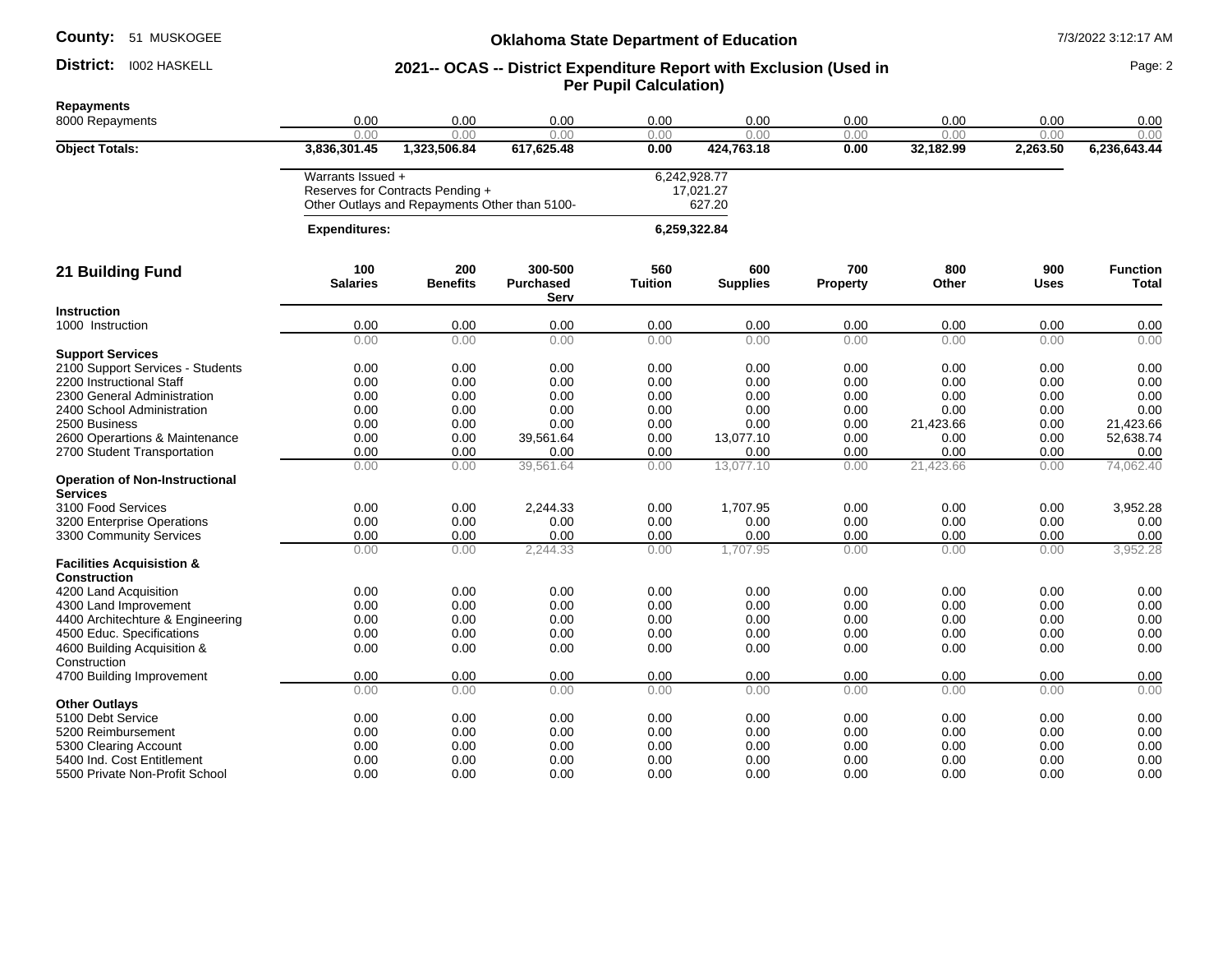**County:** 51 MUSKOGEE

**District:** I002 HASKELL

## Oklahoma State Department of Education

### 2021-- OCAS -- District Expenditure Report with Exclusion (Used in Per Pupil Calculation)

| | | | | | | | | | |
|---|---|---|---|---|---|---|---|---|---|
| **Repayments** | | | | | | | | | |
| 8000 Repayments | 0.00 | 0.00 | 0.00 | 0.00 | 0.00 | 0.00 | 0.00 | 0.00 | 0.00 |
| | 0.00 | 0.00 | 0.00 | 0.00 | 0.00 | 0.00 | 0.00 | 0.00 | 0.00 |
| **Object Totals:** | **3,836,301.45** | **1,323,506.84** | **617,625.48** | **0.00** | **424,763.18** | **0.00** | **32,182.99** | **2,263.50** | **6,236,643.44** |

| | |
|---|---|
| Warrants Issued + | 6,242,928.77 |
| Reserves for Contracts Pending + | 17,021.27 |
| Other Outlays and Repayments Other than 5100- | 627.20 |
| **Expenditures:** | **6,259,322.84** |

| **21 Building Fund** | **100 Salaries** | **200 Benefits** | **300-500 Purchased Serv** | **560 Tuition** | **600 Supplies** | **700 Property** | **800 Other** | **900 Uses** | **Function Total** |
|---|---|---|---|---|---|---|---|---|---|
| **Instruction** | | | | | | | | | |
| 1000 Instruction | 0.00 | 0.00 | 0.00 | 0.00 | 0.00 | 0.00 | 0.00 | 0.00 | 0.00 |
| | 0.00 | 0.00 | 0.00 | 0.00 | 0.00 | 0.00 | 0.00 | 0.00 | 0.00 |
| **Support Services** | | | | | | | | | |
| 2100 Support Services - Students | 0.00 | 0.00 | 0.00 | 0.00 | 0.00 | 0.00 | 0.00 | 0.00 | 0.00 |
| 2200 Instructional Staff | 0.00 | 0.00 | 0.00 | 0.00 | 0.00 | 0.00 | 0.00 | 0.00 | 0.00 |
| 2300 General Administration | 0.00 | 0.00 | 0.00 | 0.00 | 0.00 | 0.00 | 0.00 | 0.00 | 0.00 |
| 2400 School Administration | 0.00 | 0.00 | 0.00 | 0.00 | 0.00 | 0.00 | 0.00 | 0.00 | 0.00 |
| 2500 Business | 0.00 | 0.00 | 0.00 | 0.00 | 0.00 | 0.00 | 21,423.66 | 0.00 | 21,423.66 |
| 2600 Operartions & Maintenance | 0.00 | 0.00 | 39,561.64 | 0.00 | 13,077.10 | 0.00 | 0.00 | 0.00 | 52,638.74 |
| 2700 Student Transportation | 0.00 | 0.00 | 0.00 | 0.00 | 0.00 | 0.00 | 0.00 | 0.00 | 0.00 |
| | 0.00 | 0.00 | 39,561.64 | 0.00 | 13,077.10 | 0.00 | 21,423.66 | 0.00 | 74,062.40 |
| **Operation of Non-Instructional Services** | | | | | | | | | |
| 3100 Food Services | 0.00 | 0.00 | 2,244.33 | 0.00 | 1,707.95 | 0.00 | 0.00 | 0.00 | 3,952.28 |
| 3200 Enterprise Operations | 0.00 | 0.00 | 0.00 | 0.00 | 0.00 | 0.00 | 0.00 | 0.00 | 0.00 |
| 3300 Community Services | 0.00 | 0.00 | 0.00 | 0.00 | 0.00 | 0.00 | 0.00 | 0.00 | 0.00 |
| | 0.00 | 0.00 | 2,244.33 | 0.00 | 1,707.95 | 0.00 | 0.00 | 0.00 | 3,952.28 |
| **Facilities Acquisition & Construction** | | | | | | | | | |
| 4200 Land Acquisition | 0.00 | 0.00 | 0.00 | 0.00 | 0.00 | 0.00 | 0.00 | 0.00 | 0.00 |
| 4300 Land Improvement | 0.00 | 0.00 | 0.00 | 0.00 | 0.00 | 0.00 | 0.00 | 0.00 | 0.00 |
| 4400 Architechture & Engineering | 0.00 | 0.00 | 0.00 | 0.00 | 0.00 | 0.00 | 0.00 | 0.00 | 0.00 |
| 4500 Educ. Specifications | 0.00 | 0.00 | 0.00 | 0.00 | 0.00 | 0.00 | 0.00 | 0.00 | 0.00 |
| 4600 Building Acquisition & Construction | 0.00 | 0.00 | 0.00 | 0.00 | 0.00 | 0.00 | 0.00 | 0.00 | 0.00 |
| 4700 Building Improvement | 0.00 | 0.00 | 0.00 | 0.00 | 0.00 | 0.00 | 0.00 | 0.00 | 0.00 |
| | 0.00 | 0.00 | 0.00 | 0.00 | 0.00 | 0.00 | 0.00 | 0.00 | 0.00 |
| **Other Outlays** | | | | | | | | | |
| 5100 Debt Service | 0.00 | 0.00 | 0.00 | 0.00 | 0.00 | 0.00 | 0.00 | 0.00 | 0.00 |
| 5200 Reimbursement | 0.00 | 0.00 | 0.00 | 0.00 | 0.00 | 0.00 | 0.00 | 0.00 | 0.00 |
| 5300 Clearing Account | 0.00 | 0.00 | 0.00 | 0.00 | 0.00 | 0.00 | 0.00 | 0.00 | 0.00 |
| 5400 Ind. Cost Entitlement | 0.00 | 0.00 | 0.00 | 0.00 | 0.00 | 0.00 | 0.00 | 0.00 | 0.00 |
| 5500 Private Non-Profit School | 0.00 | 0.00 | 0.00 | 0.00 | 0.00 | 0.00 | 0.00 | 0.00 | 0.00 |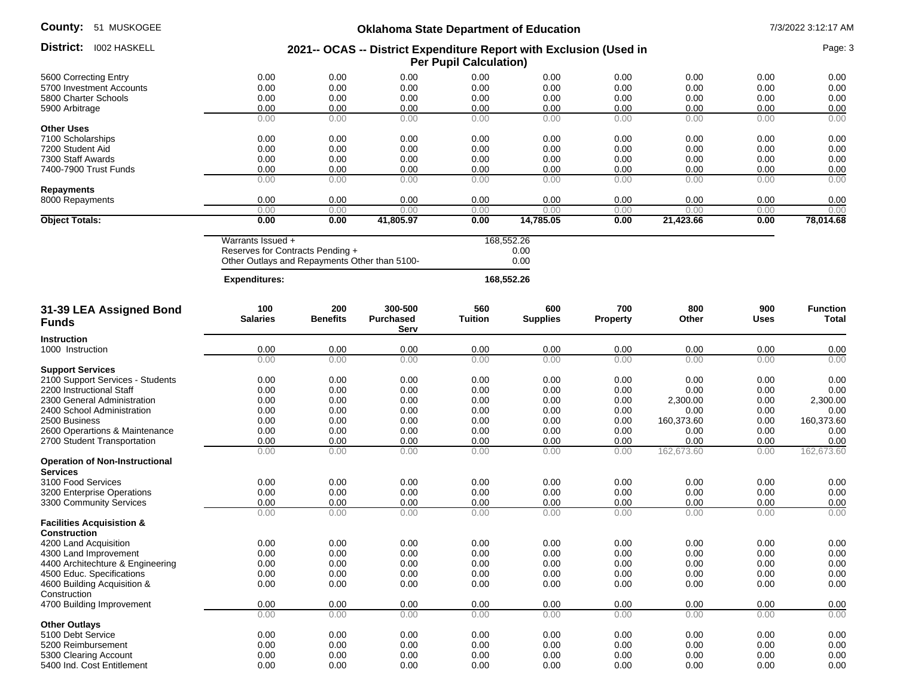| | | | | | | | | | |
|---|---|---|---|---|---|---|---|---|---|
| 5600 Correcting Entry | 0.00 | 0.00 | 0.00 | 0.00 | 0.00 | 0.00 | 0.00 | 0.00 | 0.00 |
| 5700 Investment Accounts | 0.00 | 0.00 | 0.00 | 0.00 | 0.00 | 0.00 | 0.00 | 0.00 | 0.00 |
| 5800 Charter Schools | 0.00 | 0.00 | 0.00 | 0.00 | 0.00 | 0.00 | 0.00 | 0.00 | 0.00 |
| 5900 Arbitrage | 0.00 | 0.00 | 0.00 | 0.00 | 0.00 | 0.00 | 0.00 | 0.00 | 0.00 |
| | 0.00 | 0.00 | 0.00 | 0.00 | 0.00 | 0.00 | 0.00 | 0.00 | 0.00 |
| **Other Uses** | | | | | | | | | |
| 7100 Scholarships | 0.00 | 0.00 | 0.00 | 0.00 | 0.00 | 0.00 | 0.00 | 0.00 | 0.00 |
| 7200 Student Aid | 0.00 | 0.00 | 0.00 | 0.00 | 0.00 | 0.00 | 0.00 | 0.00 | 0.00 |
| 7300 Staff Awards | 0.00 | 0.00 | 0.00 | 0.00 | 0.00 | 0.00 | 0.00 | 0.00 | 0.00 |
| 7400-7900 Trust Funds | 0.00 | 0.00 | 0.00 | 0.00 | 0.00 | 0.00 | 0.00 | 0.00 | 0.00 |
| | 0.00 | 0.00 | 0.00 | 0.00 | 0.00 | 0.00 | 0.00 | 0.00 | 0.00 |
| **Repayments** | | | | | | | | | |
| 8000 Repayments | 0.00 | 0.00 | 0.00 | 0.00 | 0.00 | 0.00 | 0.00 | 0.00 | 0.00 |
| | 0.00 | 0.00 | 0.00 | 0.00 | 0.00 | 0.00 | 0.00 | 0.00 | 0.00 |
| **Object Totals:** | **0.00** | **0.00** | **41,805.97** | **0.00** | **14,785.05** | **0.00** | **21,423.66** | **0.00** | **78,014.68** |

| | |
|---|---|
| Warrants Issued + | 168,552.26 |
| Reserves for Contracts Pending + | 0.00 |
| Other Outlays and Repayments Other than 5100- | 0.00 |
| **Expenditures:** | **168,552.26** |

| 31-39 LEA Assigned Bond Funds | 100 Salaries | 200 Benefits | 300-500 Purchased Serv | 560 Tuition | 600 Supplies | 700 Property | 800 Other | 900 Uses | Function Total |
|---|---|---|---|---|---|---|---|---|---|
| **Instruction** | | | | | | | | | |
| 1000 Instruction | 0.00 | 0.00 | 0.00 | 0.00 | 0.00 | 0.00 | 0.00 | 0.00 | 0.00 |
| | 0.00 | 0.00 | 0.00 | 0.00 | 0.00 | 0.00 | 0.00 | 0.00 | 0.00 |
| **Support Services** | | | | | | | | | |
| 2100 Support Services - Students | 0.00 | 0.00 | 0.00 | 0.00 | 0.00 | 0.00 | 0.00 | 0.00 | 0.00 |
| 2200 Instructional Staff | 0.00 | 0.00 | 0.00 | 0.00 | 0.00 | 0.00 | 0.00 | 0.00 | 0.00 |
| 2300 General Administration | 0.00 | 0.00 | 0.00 | 0.00 | 0.00 | 0.00 | 2,300.00 | 0.00 | 2,300.00 |
| 2400 School Administration | 0.00 | 0.00 | 0.00 | 0.00 | 0.00 | 0.00 | 0.00 | 0.00 | 0.00 |
| 2500 Business | 0.00 | 0.00 | 0.00 | 0.00 | 0.00 | 0.00 | 160,373.60 | 0.00 | 160,373.60 |
| 2600 Operartions & Maintenance | 0.00 | 0.00 | 0.00 | 0.00 | 0.00 | 0.00 | 0.00 | 0.00 | 0.00 |
| 2700 Student Transportation | 0.00 | 0.00 | 0.00 | 0.00 | 0.00 | 0.00 | 0.00 | 0.00 | 0.00 |
| | 0.00 | 0.00 | 0.00 | 0.00 | 0.00 | 0.00 | 162,673.60 | 0.00 | 162,673.60 |
| **Operation of Non-Instructional Services** | | | | | | | | | |
| 3100 Food Services | 0.00 | 0.00 | 0.00 | 0.00 | 0.00 | 0.00 | 0.00 | 0.00 | 0.00 |
| 3200 Enterprise Operations | 0.00 | 0.00 | 0.00 | 0.00 | 0.00 | 0.00 | 0.00 | 0.00 | 0.00 |
| 3300 Community Services | 0.00 | 0.00 | 0.00 | 0.00 | 0.00 | 0.00 | 0.00 | 0.00 | 0.00 |
| | 0.00 | 0.00 | 0.00 | 0.00 | 0.00 | 0.00 | 0.00 | 0.00 | 0.00 |
| **Facilities Acquisistion & Construction** | | | | | | | | | |
| 4200 Land Acquisition | 0.00 | 0.00 | 0.00 | 0.00 | 0.00 | 0.00 | 0.00 | 0.00 | 0.00 |
| 4300 Land Improvement | 0.00 | 0.00 | 0.00 | 0.00 | 0.00 | 0.00 | 0.00 | 0.00 | 0.00 |
| 4400 Architechture & Engineering | 0.00 | 0.00 | 0.00 | 0.00 | 0.00 | 0.00 | 0.00 | 0.00 | 0.00 |
| 4500 Educ. Specifications | 0.00 | 0.00 | 0.00 | 0.00 | 0.00 | 0.00 | 0.00 | 0.00 | 0.00 |
| 4600 Building Acquisition & Construction | 0.00 | 0.00 | 0.00 | 0.00 | 0.00 | 0.00 | 0.00 | 0.00 | 0.00 |
| 4700 Building Improvement | 0.00 | 0.00 | 0.00 | 0.00 | 0.00 | 0.00 | 0.00 | 0.00 | 0.00 |
| | 0.00 | 0.00 | 0.00 | 0.00 | 0.00 | 0.00 | 0.00 | 0.00 | 0.00 |
| **Other Outlays** | | | | | | | | | |
| 5100 Debt Service | 0.00 | 0.00 | 0.00 | 0.00 | 0.00 | 0.00 | 0.00 | 0.00 | 0.00 |
| 5200 Reimbursement | 0.00 | 0.00 | 0.00 | 0.00 | 0.00 | 0.00 | 0.00 | 0.00 | 0.00 |
| 5300 Clearing Account | 0.00 | 0.00 | 0.00 | 0.00 | 0.00 | 0.00 | 0.00 | 0.00 | 0.00 |
| 5400 Ind. Cost Entitlement | 0.00 | 0.00 | 0.00 | 0.00 | 0.00 | 0.00 | 0.00 | 0.00 | 0.00 |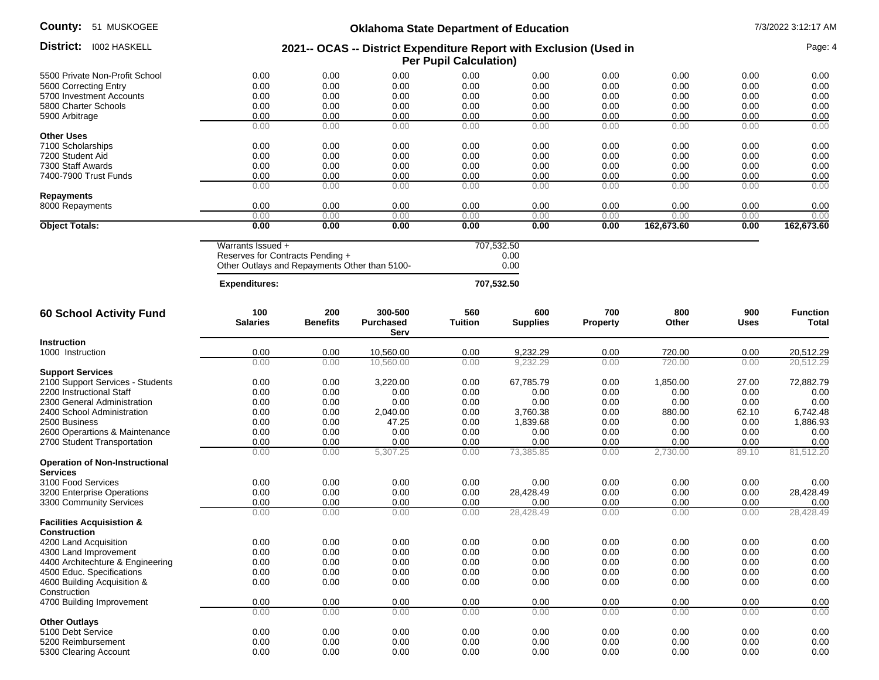| | | | | | | | | | |
|---|---|---|---|---|---|---|---|---|---|
| 5500 Private Non-Profit School | 0.00 | 0.00 | 0.00 | 0.00 | 0.00 | 0.00 | 0.00 | 0.00 | 0.00 |
| 5600 Correcting Entry | 0.00 | 0.00 | 0.00 | 0.00 | 0.00 | 0.00 | 0.00 | 0.00 | 0.00 |
| 5700 Investment Accounts | 0.00 | 0.00 | 0.00 | 0.00 | 0.00 | 0.00 | 0.00 | 0.00 | 0.00 |
| 5800 Charter Schools | 0.00 | 0.00 | 0.00 | 0.00 | 0.00 | 0.00 | 0.00 | 0.00 | 0.00 |
| 5900 Arbitrage | 0.00 | 0.00 | 0.00 | 0.00 | 0.00 | 0.00 | 0.00 | 0.00 | 0.00 |
| | 0.00 | 0.00 | 0.00 | 0.00 | 0.00 | 0.00 | 0.00 | 0.00 | 0.00 |
| **Other Uses** | | | | | | | | | |
| 7100 Scholarships | 0.00 | 0.00 | 0.00 | 0.00 | 0.00 | 0.00 | 0.00 | 0.00 | 0.00 |
| 7200 Student Aid | 0.00 | 0.00 | 0.00 | 0.00 | 0.00 | 0.00 | 0.00 | 0.00 | 0.00 |
| 7300 Staff Awards | 0.00 | 0.00 | 0.00 | 0.00 | 0.00 | 0.00 | 0.00 | 0.00 | 0.00 |
| 7400-7900 Trust Funds | 0.00 | 0.00 | 0.00 | 0.00 | 0.00 | 0.00 | 0.00 | 0.00 | 0.00 |
| | 0.00 | 0.00 | 0.00 | 0.00 | 0.00 | 0.00 | 0.00 | 0.00 | 0.00 |
| **Repayments** | | | | | | | | | |
| 8000 Repayments | 0.00 | 0.00 | 0.00 | 0.00 | 0.00 | 0.00 | 0.00 | 0.00 | 0.00 |
| | 0.00 | 0.00 | 0.00 | 0.00 | 0.00 | 0.00 | 0.00 | 0.00 | 0.00 |
| **Object Totals:** | **0.00** | **0.00** | **0.00** | **0.00** | **0.00** | **0.00** | **162,673.60** | **0.00** | **162,673.60** |

| | |
|---|---|
| Warrants Issued + | 707,532.50 |
| Reserves for Contracts Pending + | 0.00 |
| Other Outlays and Repayments Other than 5100- | 0.00 |
| **Expenditures:** | **707,532.50** |

## 60 School Activity Fund

| | 100 Salaries | 200 Benefits | 300-500 Purchased Serv | 560 Tuition | 600 Supplies | 700 Property | 800 Other | 900 Uses | Function Total |
|---|---|---|---|---|---|---|---|---|---|
| **Instruction** | | | | | | | | | |
| 1000 Instruction | 0.00 | 0.00 | 10,560.00 | 0.00 | 9,232.29 | 0.00 | 720.00 | 0.00 | 20,512.29 |
| | 0.00 | 0.00 | 10,560.00 | 0.00 | 9,232.29 | 0.00 | 720.00 | 0.00 | 20,512.29 |
| **Support Services** | | | | | | | | | |
| 2100 Support Services - Students | 0.00 | 0.00 | 3,220.00 | 0.00 | 67,785.79 | 0.00 | 1,850.00 | 27.00 | 72,882.79 |
| 2200 Instructional Staff | 0.00 | 0.00 | 0.00 | 0.00 | 0.00 | 0.00 | 0.00 | 0.00 | 0.00 |
| 2300 General Administration | 0.00 | 0.00 | 0.00 | 0.00 | 0.00 | 0.00 | 0.00 | 0.00 | 0.00 |
| 2400 School Administration | 0.00 | 0.00 | 2,040.00 | 0.00 | 3,760.38 | 0.00 | 880.00 | 62.10 | 6,742.48 |
| 2500 Business | 0.00 | 0.00 | 47.25 | 0.00 | 1,839.68 | 0.00 | 0.00 | 0.00 | 1,886.93 |
| 2600 Operartions & Maintenance | 0.00 | 0.00 | 0.00 | 0.00 | 0.00 | 0.00 | 0.00 | 0.00 | 0.00 |
| 2700 Student Transportation | 0.00 | 0.00 | 0.00 | 0.00 | 0.00 | 0.00 | 0.00 | 0.00 | 0.00 |
| | 0.00 | 0.00 | 5,307.25 | 0.00 | 73,385.85 | 0.00 | 2,730.00 | 89.10 | 81,512.20 |
| **Operation of Non-Instructional Services** | | | | | | | | | |
| 3100 Food Services | 0.00 | 0.00 | 0.00 | 0.00 | 0.00 | 0.00 | 0.00 | 0.00 | 0.00 |
| 3200 Enterprise Operations | 0.00 | 0.00 | 0.00 | 0.00 | 28,428.49 | 0.00 | 0.00 | 0.00 | 28,428.49 |
| 3300 Community Services | 0.00 | 0.00 | 0.00 | 0.00 | 0.00 | 0.00 | 0.00 | 0.00 | 0.00 |
| | 0.00 | 0.00 | 0.00 | 0.00 | 28,428.49 | 0.00 | 0.00 | 0.00 | 28,428.49 |
| **Facilities Acquisistion & Construction** | | | | | | | | | |
| 4200 Land Acquisition | 0.00 | 0.00 | 0.00 | 0.00 | 0.00 | 0.00 | 0.00 | 0.00 | 0.00 |
| 4300 Land Improvement | 0.00 | 0.00 | 0.00 | 0.00 | 0.00 | 0.00 | 0.00 | 0.00 | 0.00 |
| 4400 Architechture & Engineering | 0.00 | 0.00 | 0.00 | 0.00 | 0.00 | 0.00 | 0.00 | 0.00 | 0.00 |
| 4500 Educ. Specifications | 0.00 | 0.00 | 0.00 | 0.00 | 0.00 | 0.00 | 0.00 | 0.00 | 0.00 |
| 4600 Building Acquisition & Construction | 0.00 | 0.00 | 0.00 | 0.00 | 0.00 | 0.00 | 0.00 | 0.00 | 0.00 |
| 4700 Building Improvement | 0.00 | 0.00 | 0.00 | 0.00 | 0.00 | 0.00 | 0.00 | 0.00 | 0.00 |
| | 0.00 | 0.00 | 0.00 | 0.00 | 0.00 | 0.00 | 0.00 | 0.00 | 0.00 |
| **Other Outlays** | | | | | | | | | |
| 5100 Debt Service | 0.00 | 0.00 | 0.00 | 0.00 | 0.00 | 0.00 | 0.00 | 0.00 | 0.00 |
| 5200 Reimbursement | 0.00 | 0.00 | 0.00 | 0.00 | 0.00 | 0.00 | 0.00 | 0.00 | 0.00 |
| 5300 Clearing Account | 0.00 | 0.00 | 0.00 | 0.00 | 0.00 | 0.00 | 0.00 | 0.00 | 0.00 |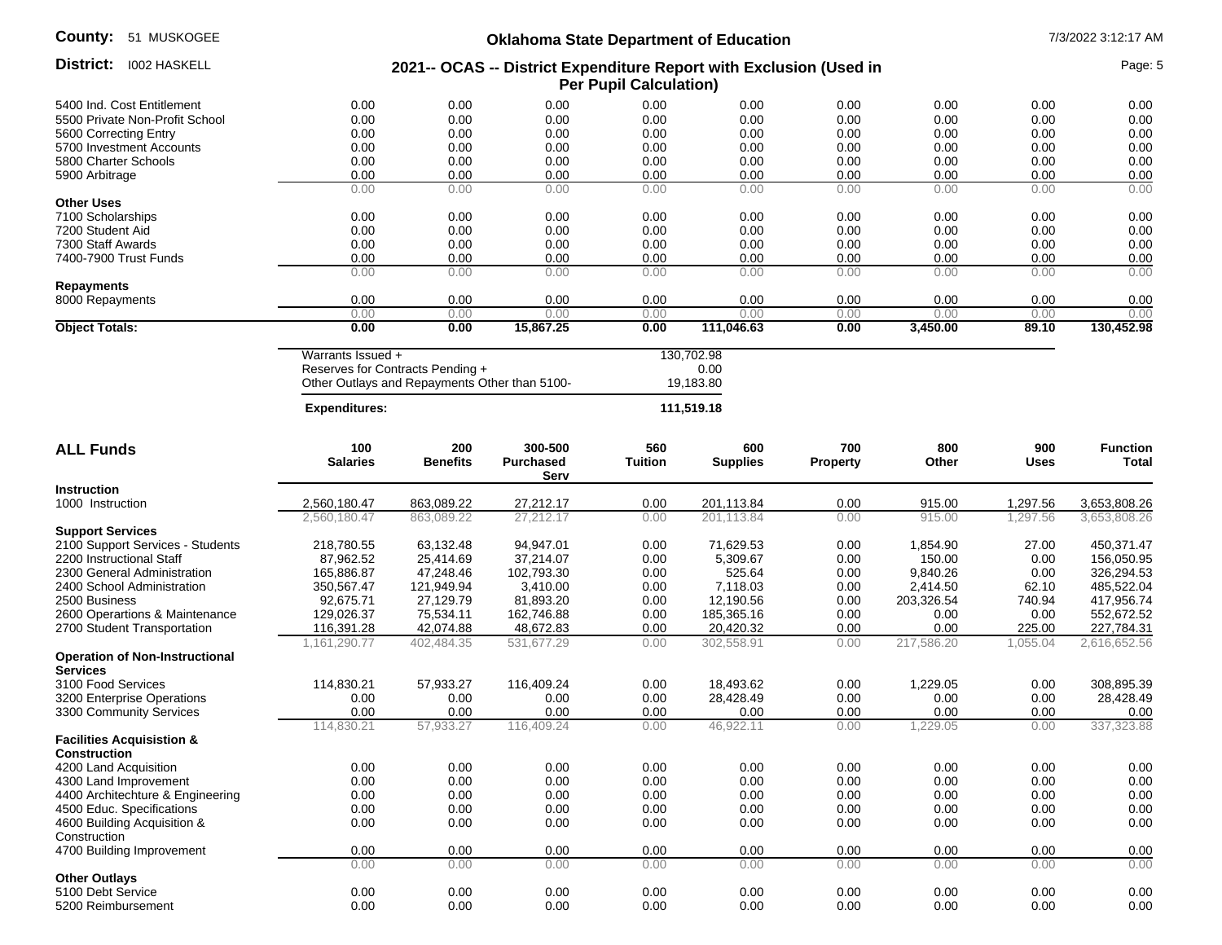| | | | | | | | | | |
|---|---|---|---|---|---|---|---|---|---|
| 5400 Ind. Cost Entitlement | 0.00 | 0.00 | 0.00 | 0.00 | 0.00 | 0.00 | 0.00 | 0.00 | 0.00 |
| 5500 Private Non-Profit School | 0.00 | 0.00 | 0.00 | 0.00 | 0.00 | 0.00 | 0.00 | 0.00 | 0.00 |
| 5600 Correcting Entry | 0.00 | 0.00 | 0.00 | 0.00 | 0.00 | 0.00 | 0.00 | 0.00 | 0.00 |
| 5700 Investment Accounts | 0.00 | 0.00 | 0.00 | 0.00 | 0.00 | 0.00 | 0.00 | 0.00 | 0.00 |
| 5800 Charter Schools | 0.00 | 0.00 | 0.00 | 0.00 | 0.00 | 0.00 | 0.00 | 0.00 | 0.00 |
| 5900 Arbitrage | 0.00 | 0.00 | 0.00 | 0.00 | 0.00 | 0.00 | 0.00 | 0.00 | 0.00 |
| | 0.00 | 0.00 | 0.00 | 0.00 | 0.00 | 0.00 | 0.00 | 0.00 | 0.00 |
| **Other Uses** | | | | | | | | | |
| 7100 Scholarships | 0.00 | 0.00 | 0.00 | 0.00 | 0.00 | 0.00 | 0.00 | 0.00 | 0.00 |
| 7200 Student Aid | 0.00 | 0.00 | 0.00 | 0.00 | 0.00 | 0.00 | 0.00 | 0.00 | 0.00 |
| 7300 Staff Awards | 0.00 | 0.00 | 0.00 | 0.00 | 0.00 | 0.00 | 0.00 | 0.00 | 0.00 |
| 7400-7900 Trust Funds | 0.00 | 0.00 | 0.00 | 0.00 | 0.00 | 0.00 | 0.00 | 0.00 | 0.00 |
| | 0.00 | 0.00 | 0.00 | 0.00 | 0.00 | 0.00 | 0.00 | 0.00 | 0.00 |
| **Repayments** | | | | | | | | | |
| 8000 Repayments | 0.00 | 0.00 | 0.00 | 0.00 | 0.00 | 0.00 | 0.00 | 0.00 | 0.00 |
| | 0.00 | 0.00 | 0.00 | 0.00 | 0.00 | 0.00 | 0.00 | 0.00 | 0.00 |
| **Object Totals:** | **0.00** | **0.00** | **15,867.25** | **0.00** | **111,046.63** | **0.00** | **3,450.00** | **89.10** | **130,452.98** |

| | |
|---|---|
| Warrants Issued + | 130,702.98 |
| Reserves for Contracts Pending + | 0.00 |
| Other Outlays and Repayments Other than 5100- | 19,183.80 |
| **Expenditures:** | **111,519.18** |

| **ALL Funds** | **100 Salaries** | **200 Benefits** | **300-500 Purchased Serv** | **560 Tuition** | **600 Supplies** | **700 Property** | **800 Other** | **900 Uses** | **Function Total** |
|---|---|---|---|---|---|---|---|---|---|
| **Instruction** | | | | | | | | | |
| 1000 Instruction | 2,560,180.47 | 863,089.22 | 27,212.17 | 0.00 | 201,113.84 | 0.00 | 915.00 | 1,297.56 | 3,653,808.26 |
| | 2,560,180.47 | 863,089.22 | 27,212.17 | 0.00 | 201,113.84 | 0.00 | 915.00 | 1,297.56 | 3,653,808.26 |
| **Support Services** | | | | | | | | | |
| 2100 Support Services - Students | 218,780.55 | 63,132.48 | 94,947.01 | 0.00 | 71,629.53 | 0.00 | 1,854.90 | 27.00 | 450,371.47 |
| 2200 Instructional Staff | 87,962.52 | 25,414.69 | 37,214.07 | 0.00 | 5,309.67 | 0.00 | 150.00 | 0.00 | 156,050.95 |
| 2300 General Administration | 165,886.87 | 47,248.46 | 102,793.30 | 0.00 | 525.64 | 0.00 | 9,840.26 | 0.00 | 326,294.53 |
| 2400 School Administration | 350,567.47 | 121,949.94 | 3,410.00 | 0.00 | 7,118.03 | 0.00 | 2,414.50 | 62.10 | 485,522.04 |
| 2500 Business | 92,675.71 | 27,129.79 | 81,893.20 | 0.00 | 12,190.56 | 0.00 | 203,326.54 | 740.94 | 417,956.74 |
| 2600 Operartions & Maintenance | 129,026.37 | 75,534.11 | 162,746.88 | 0.00 | 185,365.16 | 0.00 | 0.00 | 0.00 | 552,672.52 |
| 2700 Student Transportation | 116,391.28 | 42,074.88 | 48,672.83 | 0.00 | 20,420.32 | 0.00 | 0.00 | 225.00 | 227,784.31 |
| | 1,161,290.77 | 402,484.35 | 531,677.29 | 0.00 | 302,558.91 | 0.00 | 217,586.20 | 1,055.04 | 2,616,652.56 |
| **Operation of Non-Instructional Services** | | | | | | | | | |
| 3100 Food Services | 114,830.21 | 57,933.27 | 116,409.24 | 0.00 | 18,493.62 | 0.00 | 1,229.05 | 0.00 | 308,895.39 |
| 3200 Enterprise Operations | 0.00 | 0.00 | 0.00 | 0.00 | 28,428.49 | 0.00 | 0.00 | 0.00 | 28,428.49 |
| 3300 Community Services | 0.00 | 0.00 | 0.00 | 0.00 | 0.00 | 0.00 | 0.00 | 0.00 | 0.00 |
| | 114,830.21 | 57,933.27 | 116,409.24 | 0.00 | 46,922.11 | 0.00 | 1,229.05 | 0.00 | 337,323.88 |
| **Facilities Acquisistion & Construction** | | | | | | | | | |
| 4200 Land Acquisition | 0.00 | 0.00 | 0.00 | 0.00 | 0.00 | 0.00 | 0.00 | 0.00 | 0.00 |
| 4300 Land Improvement | 0.00 | 0.00 | 0.00 | 0.00 | 0.00 | 0.00 | 0.00 | 0.00 | 0.00 |
| 4400 Architechture & Engineering | 0.00 | 0.00 | 0.00 | 0.00 | 0.00 | 0.00 | 0.00 | 0.00 | 0.00 |
| 4500 Educ. Specifications | 0.00 | 0.00 | 0.00 | 0.00 | 0.00 | 0.00 | 0.00 | 0.00 | 0.00 |
| 4600 Building Acquisition & Construction | 0.00 | 0.00 | 0.00 | 0.00 | 0.00 | 0.00 | 0.00 | 0.00 | 0.00 |
| 4700 Building Improvement | 0.00 | 0.00 | 0.00 | 0.00 | 0.00 | 0.00 | 0.00 | 0.00 | 0.00 |
| | 0.00 | 0.00 | 0.00 | 0.00 | 0.00 | 0.00 | 0.00 | 0.00 | 0.00 |
| **Other Outlays** | | | | | | | | | |
| 5100 Debt Service | 0.00 | 0.00 | 0.00 | 0.00 | 0.00 | 0.00 | 0.00 | 0.00 | 0.00 |
| 5200 Reimbursement | 0.00 | 0.00 | 0.00 | 0.00 | 0.00 | 0.00 | 0.00 | 0.00 | 0.00 |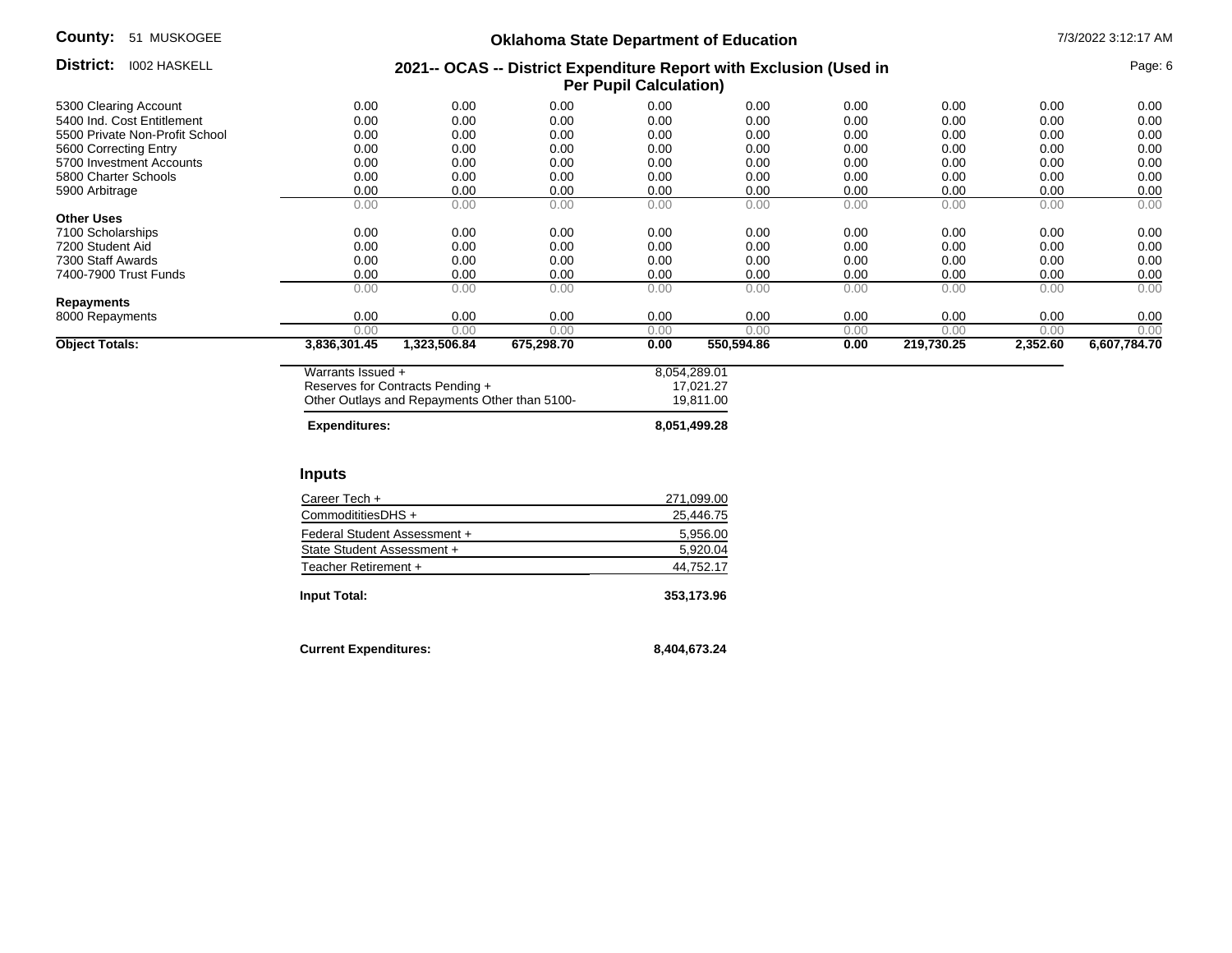**County:** 51 MUSKOGEE

**District:** I002 HASKELL

## Oklahoma State Department of Education

### 2021-- OCAS -- District Expenditure Report with Exclusion (Used in Per Pupil Calculation)

| | | | | | | | | | |
|---|---|---|---|---|---|---|---|---|---|
| 5300 Clearing Account | 0.00 | 0.00 | 0.00 | 0.00 | 0.00 | 0.00 | 0.00 | 0.00 | 0.00 |
| 5400 Ind. Cost Entitlement | 0.00 | 0.00 | 0.00 | 0.00 | 0.00 | 0.00 | 0.00 | 0.00 | 0.00 |
| 5500 Private Non-Profit School | 0.00 | 0.00 | 0.00 | 0.00 | 0.00 | 0.00 | 0.00 | 0.00 | 0.00 |
| 5600 Correcting Entry | 0.00 | 0.00 | 0.00 | 0.00 | 0.00 | 0.00 | 0.00 | 0.00 | 0.00 |
| 5700 Investment Accounts | 0.00 | 0.00 | 0.00 | 0.00 | 0.00 | 0.00 | 0.00 | 0.00 | 0.00 |
| 5800 Charter Schools | 0.00 | 0.00 | 0.00 | 0.00 | 0.00 | 0.00 | 0.00 | 0.00 | 0.00 |
| 5900 Arbitrage | 0.00 | 0.00 | 0.00 | 0.00 | 0.00 | 0.00 | 0.00 | 0.00 | 0.00 |
| | 0.00 | 0.00 | 0.00 | 0.00 | 0.00 | 0.00 | 0.00 | 0.00 | 0.00 |
| **Other Uses** | | | | | | | | | |
| 7100 Scholarships | 0.00 | 0.00 | 0.00 | 0.00 | 0.00 | 0.00 | 0.00 | 0.00 | 0.00 |
| 7200 Student Aid | 0.00 | 0.00 | 0.00 | 0.00 | 0.00 | 0.00 | 0.00 | 0.00 | 0.00 |
| 7300 Staff Awards | 0.00 | 0.00 | 0.00 | 0.00 | 0.00 | 0.00 | 0.00 | 0.00 | 0.00 |
| 7400-7900 Trust Funds | 0.00 | 0.00 | 0.00 | 0.00 | 0.00 | 0.00 | 0.00 | 0.00 | 0.00 |
| | 0.00 | 0.00 | 0.00 | 0.00 | 0.00 | 0.00 | 0.00 | 0.00 | 0.00 |
| **Repayments** | | | | | | | | | |
| 8000 Repayments | 0.00 | 0.00 | 0.00 | 0.00 | 0.00 | 0.00 | 0.00 | 0.00 | 0.00 |
| | 0.00 | 0.00 | 0.00 | 0.00 | 0.00 | 0.00 | 0.00 | 0.00 | 0.00 |
| **Object Totals:** | **3,836,301.45** | **1,323,506.84** | **675,298.70** | **0.00** | **550,594.86** | **0.00** | **219,730.25** | **2,352.60** | **6,607,784.70** |

| | |
|---|---|
| Warrants Issued + | 8,054,289.01 |
| Reserves for Contracts Pending + | 17,021.27 |
| Other Outlays and Repayments Other than 5100- | 19,811.00 |
| **Expenditures:** | **8,051,499.28** |

### Inputs

| | |
|---|---|
| Career Tech + | 271,099.00 |
| CommodititiesDHS + | 25,446.75 |
| Federal Student Assessment + | 5,956.00 |
| State Student Assessment + | 5,920.04 |
| Teacher Retirement + | 44,752.17 |
| **Input Total:** | **353,173.96** |

| | |
|---|---|
| **Current Expenditures:** | **8,404,673.24** |